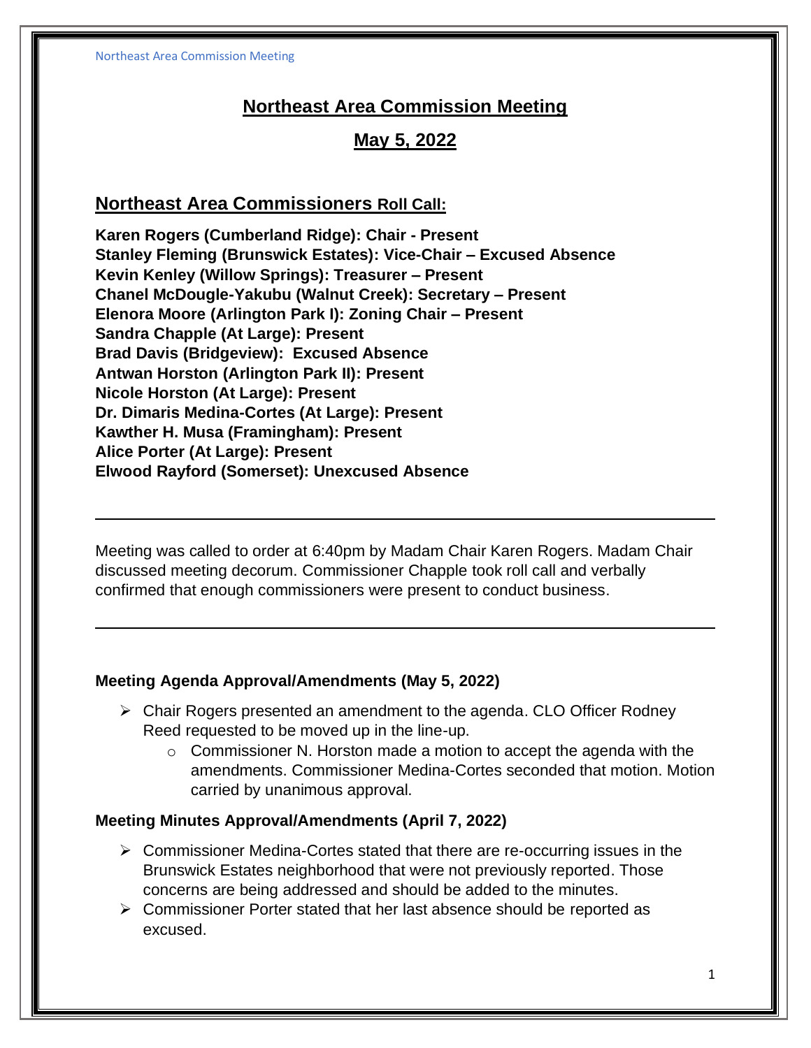# Northeast Area Commission Meeting

## May 5, 2022

## Northeast Area Commissioners Roll Call:

**Karen Rogers (Cumberland Ridge): Chair - Present**
**Stanley Fleming (Brunswick Estates): Vice-Chair – Excused Absence**
**Kevin Kenley (Willow Springs): Treasurer – Present**
**Chanel McDougle-Yakubu (Walnut Creek): Secretary – Present**
**Elenora Moore (Arlington Park I): Zoning Chair – Present**
**Sandra Chapple (At Large): Present**
**Brad Davis (Bridgeview): Excused Absence**
**Antwan Horston (Arlington Park II): Present**
**Nicole Horston (At Large): Present**
**Dr. Dimaris Medina-Cortes (At Large): Present**
**Kawther H. Musa (Framingham): Present**
**Alice Porter (At Large): Present**
**Elwood Rayford (Somerset): Unexcused Absence**

---

Meeting was called to order at 6:40pm by Madam Chair Karen Rogers. Madam Chair discussed meeting decorum. Commissioner Chapple took roll call and verbally confirmed that enough commissioners were present to conduct business.

---

### Meeting Agenda Approval/Amendments (May 5, 2022)

- Chair Rogers presented an amendment to the agenda. CLO Officer Rodney Reed requested to be moved up in the line-up.
  - Commissioner N. Horston made a motion to accept the agenda with the amendments. Commissioner Medina-Cortes seconded that motion. Motion carried by unanimous approval.

### Meeting Minutes Approval/Amendments (April 7, 2022)

- Commissioner Medina-Cortes stated that there are re-occurring issues in the Brunswick Estates neighborhood that were not previously reported. Those concerns are being addressed and should be added to the minutes.
- Commissioner Porter stated that her last absence should be reported as excused.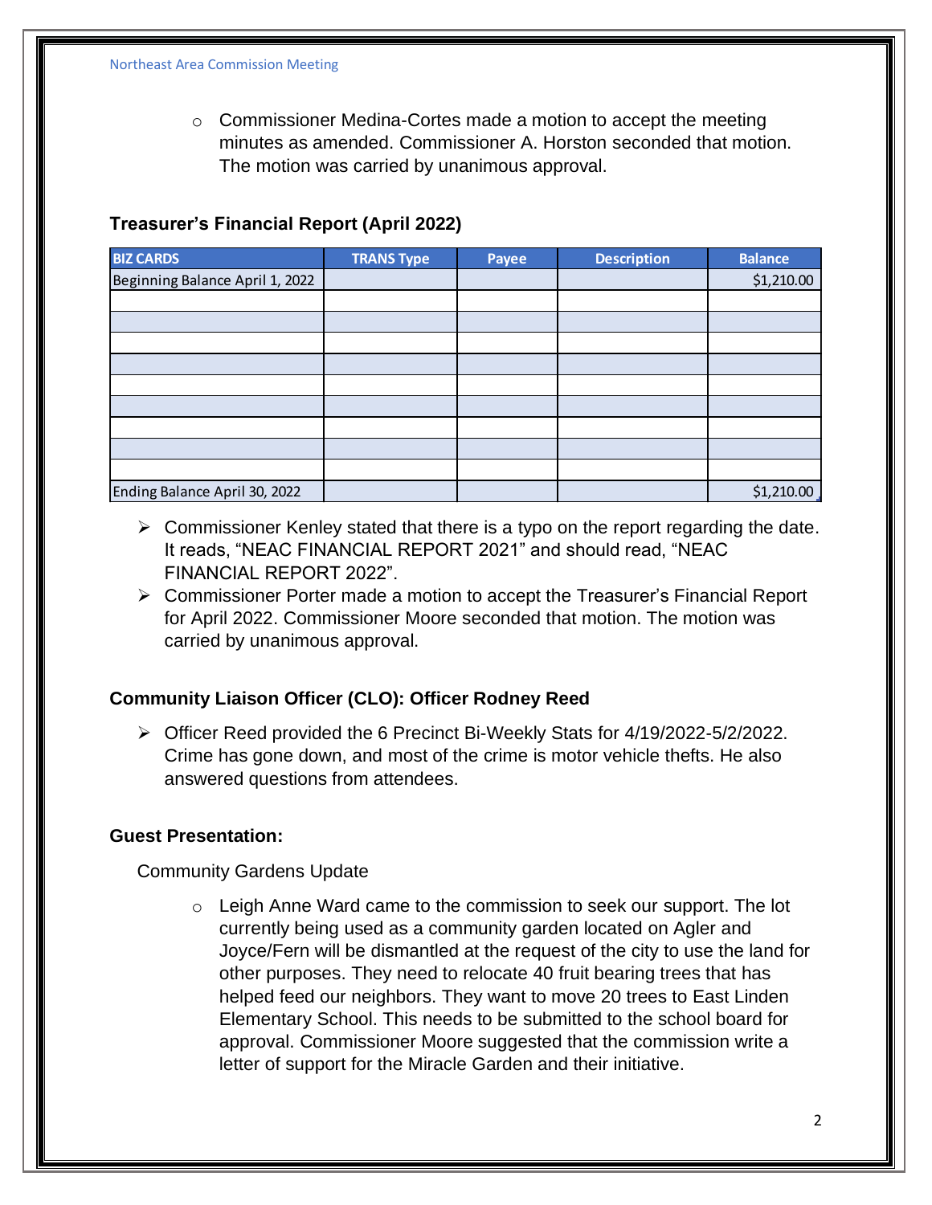- Commissioner Medina-Cortes made a motion to accept the meeting minutes as amended. Commissioner A. Horston seconded that motion. The motion was carried by unanimous approval.

### Treasurer's Financial Report (April 2022)

| BIZ CARDS | TRANS Type | Payee | Description | Balance |
|---|---|---|---|---|
| Beginning Balance April 1, 2022 | | | | $1,210.00 |
| | | | | |
| | | | | |
| | | | | |
| | | | | |
| | | | | |
| | | | | |
| | | | | |
| | | | | |
| | | | | |
| Ending Balance April 30, 2022 | | | | $1,210.00 |

- Commissioner Kenley stated that there is a typo on the report regarding the date. It reads, "NEAC FINANCIAL REPORT 2021" and should read, "NEAC FINANCIAL REPORT 2022".
- Commissioner Porter made a motion to accept the Treasurer's Financial Report for April 2022. Commissioner Moore seconded that motion. The motion was carried by unanimous approval.

### Community Liaison Officer (CLO): Officer Rodney Reed

- Officer Reed provided the 6 Precinct Bi-Weekly Stats for 4/19/2022-5/2/2022. Crime has gone down, and most of the crime is motor vehicle thefts. He also answered questions from attendees.

### Guest Presentation:

Community Gardens Update

- Leigh Anne Ward came to the commission to seek our support. The lot currently being used as a community garden located on Agler and Joyce/Fern will be dismantled at the request of the city to use the land for other purposes. They need to relocate 40 fruit bearing trees that has helped feed our neighbors. They want to move 20 trees to East Linden Elementary School. This needs to be submitted to the school board for approval. Commissioner Moore suggested that the commission write a letter of support for the Miracle Garden and their initiative.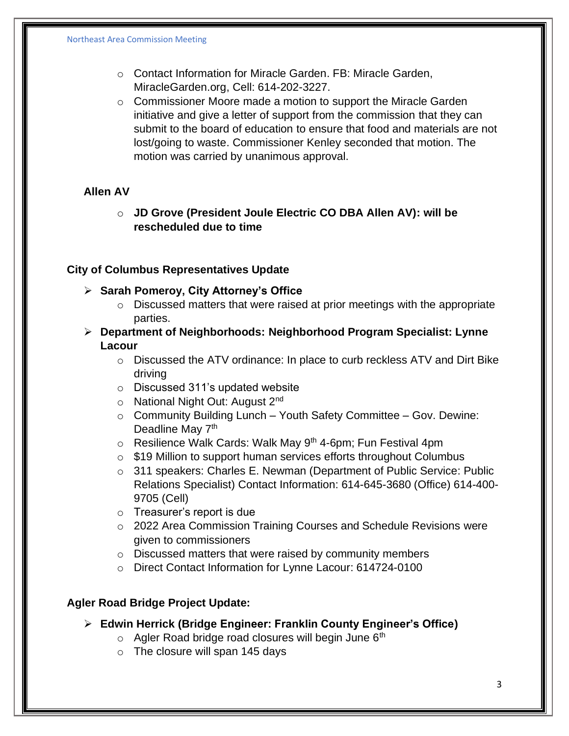- Contact Information for Miracle Garden. FB: Miracle Garden, MiracleGarden.org, Cell: 614-202-3227.
- Commissioner Moore made a motion to support the Miracle Garden initiative and give a letter of support from the commission that they can submit to the board of education to ensure that food and materials are not lost/going to waste. Commissioner Kenley seconded that motion. The motion was carried by unanimous approval.

**Allen AV**

- **JD Grove (President Joule Electric CO DBA Allen AV): will be rescheduled due to time**

**City of Columbus Representatives Update**

- **Sarah Pomeroy, City Attorney's Office**
  - Discussed matters that were raised at prior meetings with the appropriate parties.
- **Department of Neighborhoods: Neighborhood Program Specialist: Lynne Lacour**
  - Discussed the ATV ordinance: In place to curb reckless ATV and Dirt Bike driving
  - Discussed 311's updated website
  - National Night Out: August 2nd
  - Community Building Lunch – Youth Safety Committee – Gov. Dewine: Deadline May 7th
  - Resilience Walk Cards: Walk May 9th 4-6pm; Fun Festival 4pm
  - $19 Million to support human services efforts throughout Columbus
  - 311 speakers: Charles E. Newman (Department of Public Service: Public Relations Specialist) Contact Information: 614-645-3680 (Office) 614-400-9705 (Cell)
  - Treasurer's report is due
  - 2022 Area Commission Training Courses and Schedule Revisions were given to commissioners
  - Discussed matters that were raised by community members
  - Direct Contact Information for Lynne Lacour: 614724-0100

**Agler Road Bridge Project Update:**

- **Edwin Herrick (Bridge Engineer: Franklin County Engineer's Office)**
  - Agler Road bridge road closures will begin June 6th
  - The closure will span 145 days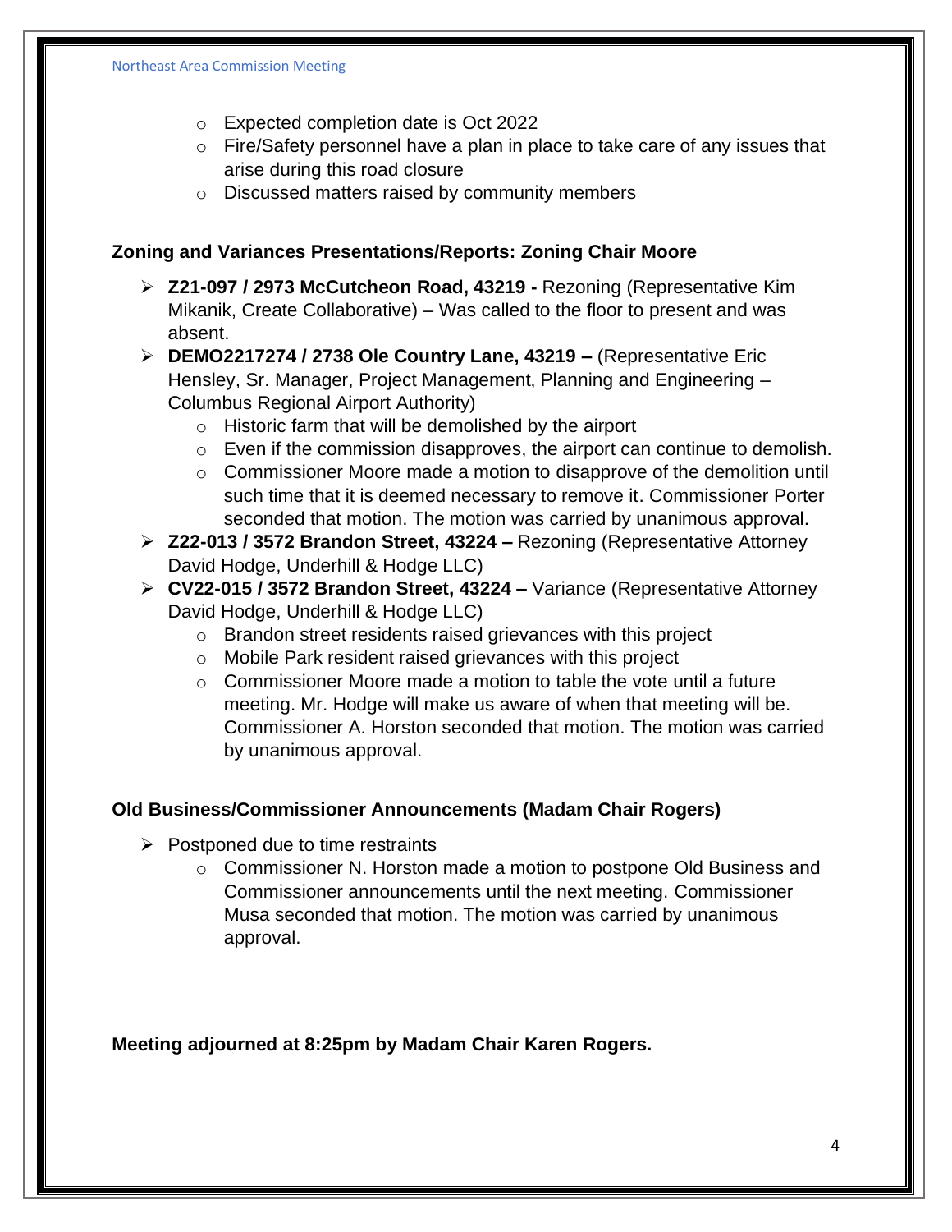- Expected completion date is Oct 2022
  - Fire/Safety personnel have a plan in place to take care of any issues that arise during this road closure
  - Discussed matters raised by community members

**Zoning and Variances Presentations/Reports: Zoning Chair Moore**

- **Z21-097 / 2973 McCutcheon Road, 43219 -** Rezoning (Representative Kim Mikanik, Create Collaborative) – Was called to the floor to present and was absent.
- **DEMO2217274 / 2738 Ole Country Lane, 43219 –** (Representative Eric Hensley, Sr. Manager, Project Management, Planning and Engineering – Columbus Regional Airport Authority)
  - Historic farm that will be demolished by the airport
  - Even if the commission disapproves, the airport can continue to demolish.
  - Commissioner Moore made a motion to disapprove of the demolition until such time that it is deemed necessary to remove it. Commissioner Porter seconded that motion. The motion was carried by unanimous approval.
- **Z22-013 / 3572 Brandon Street, 43224 –** Rezoning (Representative Attorney David Hodge, Underhill & Hodge LLC)
- **CV22-015 / 3572 Brandon Street, 43224 –** Variance (Representative Attorney David Hodge, Underhill & Hodge LLC)
  - Brandon street residents raised grievances with this project
  - Mobile Park resident raised grievances with this project
  - Commissioner Moore made a motion to table the vote until a future meeting. Mr. Hodge will make us aware of when that meeting will be. Commissioner A. Horston seconded that motion. The motion was carried by unanimous approval.

**Old Business/Commissioner Announcements (Madam Chair Rogers)**

- Postponed due to time restraints
  - Commissioner N. Horston made a motion to postpone Old Business and Commissioner announcements until the next meeting. Commissioner Musa seconded that motion. The motion was carried by unanimous approval.

**Meeting adjourned at 8:25pm by Madam Chair Karen Rogers.**